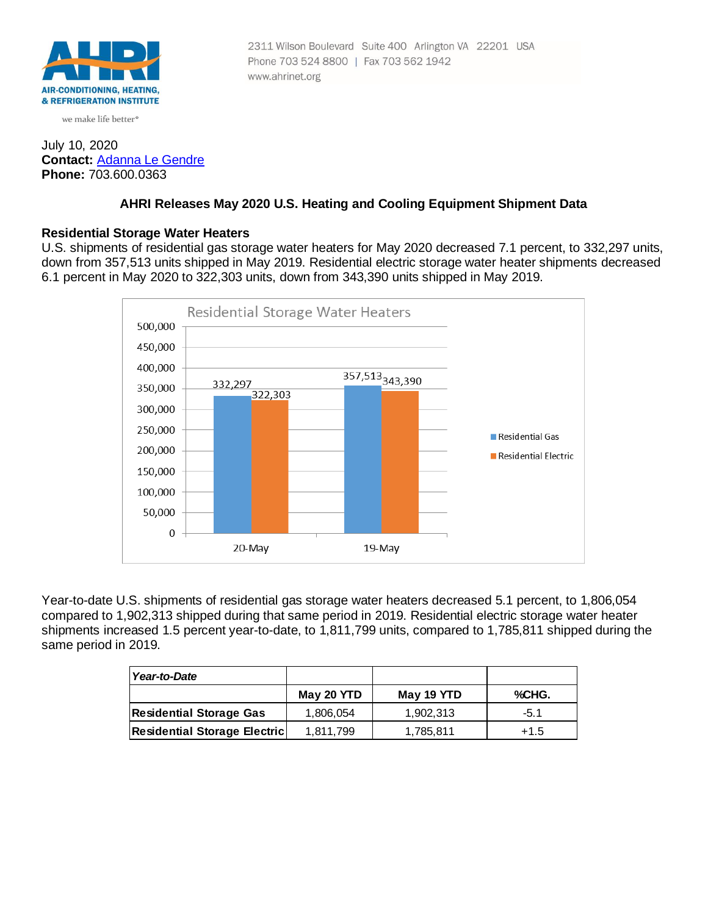AHRI

AIR-CONDITIONING, HEATING, & REFRIGERATION INSTITUTE

we make life better®

2311 Wilson Boulevard Suite 400 Arlington VA 22201 USA
Phone 703 524 8800 | Fax 703 562 1942
www.ahrinet.org

July 10, 2020
**Contact:** Adanna Le Gendre
**Phone:** 703.600.0363

## AHRI Releases May 2020 U.S. Heating and Cooling Equipment Shipment Data

### Residential Storage Water Heaters

U.S. shipments of residential gas storage water heaters for May 2020 decreased 7.1 percent, to 332,297 units, down from 357,513 units shipped in May 2019. Residential electric storage water heater shipments decreased 6.1 percent in May 2020 to 322,303 units, down from 343,390 units shipped in May 2019.

Residential Storage Water Heaters

| | Residential Gas | Residential Electric |
|---|---|---|
| 20-May | 332,297 | 322,303 |
| 19-May | 357,513 | 343,390 |

Year-to-date U.S. shipments of residential gas storage water heaters decreased 5.1 percent, to 1,806,054 compared to 1,902,313 shipped during that same period in 2019. Residential electric storage water heater shipments increased 1.5 percent year-to-date, to 1,811,799 units, compared to 1,785,811 shipped during the same period in 2019.

| *Year-to-Date* | | | |
|---|---|---|---|
| | **May 20 YTD** | **May 19 YTD** | **%CHG.** |
| **Residential Storage Gas** | 1,806,054 | 1,902,313 | -5.1 |
| **Residential Storage Electric** | 1,811,799 | 1,785,811 | +1.5 |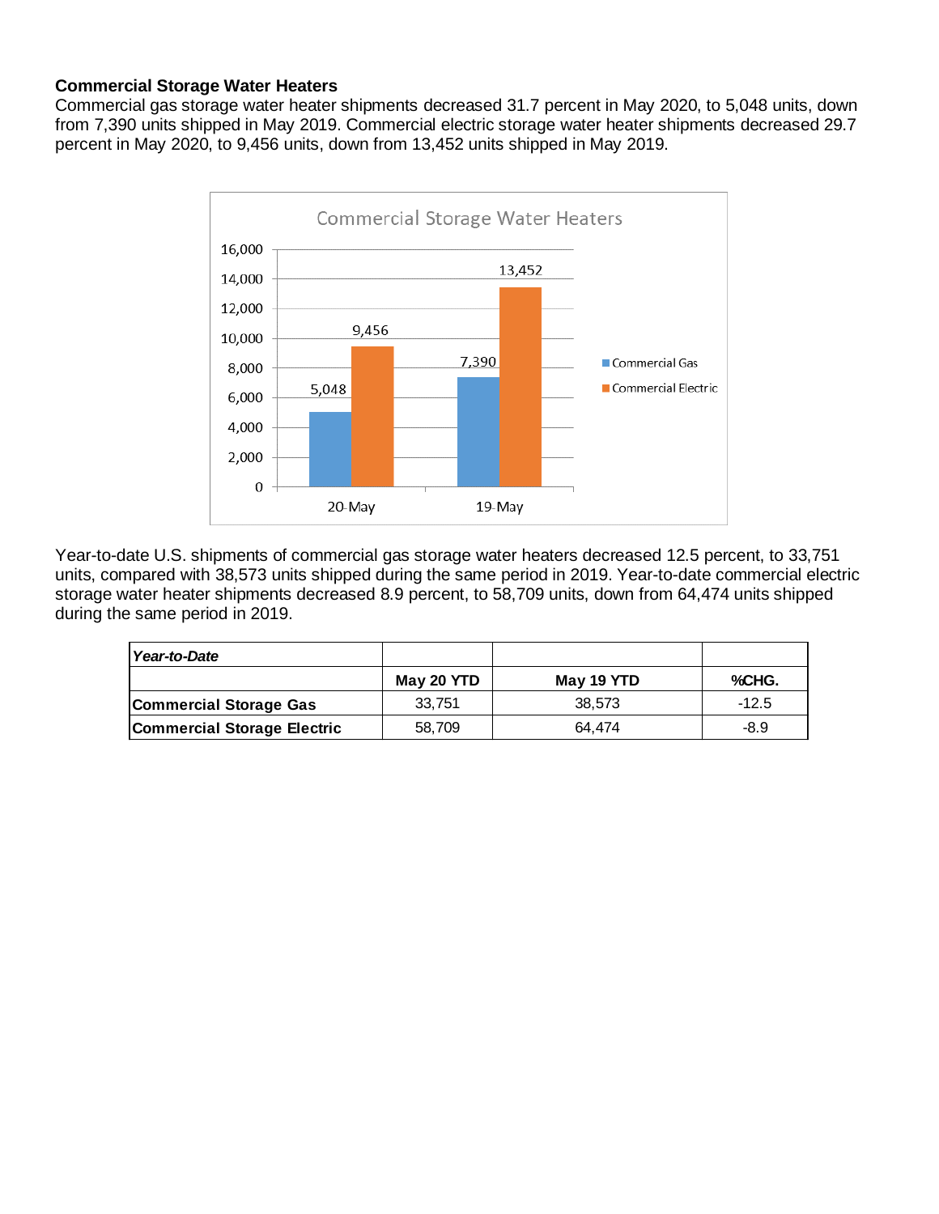### Commercial Storage Water Heaters

Commercial gas storage water heater shipments decreased 31.7 percent in May 2020, to 5,048 units, down from 7,390 units shipped in May 2019. Commercial electric storage water heater shipments decreased 29.7 percent in May 2020, to 9,456 units, down from 13,452 units shipped in May 2019.

**Commercial Storage Water Heaters**

| | Commercial Gas | Commercial Electric |
|---|---|---|
| 20-May | 5,048 | 9,456 |
| 19-May | 7,390 | 13,452 |

Year-to-date U.S. shipments of commercial gas storage water heaters decreased 12.5 percent, to 33,751 units, compared with 38,573 units shipped during the same period in 2019. Year-to-date commercial electric storage water heater shipments decreased 8.9 percent, to 58,709 units, down from 64,474 units shipped during the same period in 2019.

| ***Year-to-Date*** | | | |
|---|---|---|---|
| | **May 20 YTD** | **May 19 YTD** | **%CHG.** |
| **Commercial Storage Gas** | 33,751 | 38,573 | -12.5 |
| **Commercial Storage Electric** | 58,709 | 64,474 | -8.9 |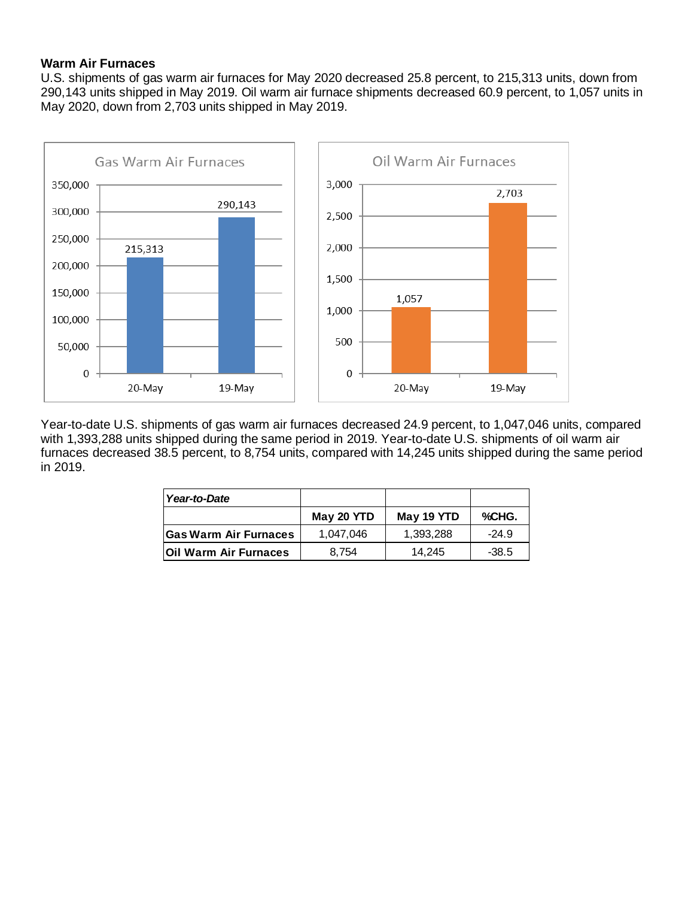**Warm Air Furnaces**

U.S. shipments of gas warm air furnaces for May 2020 decreased 25.8 percent, to 215,313 units, down from 290,143 units shipped in May 2019. Oil warm air furnace shipments decreased 60.9 percent, to 1,057 units in May 2020, down from 2,703 units shipped in May 2019.

Year-to-date U.S. shipments of gas warm air furnaces decreased 24.9 percent, to 1,047,046 units, compared with 1,393,288 units shipped during the same period in 2019. Year-to-date U.S. shipments of oil warm air furnaces decreased 38.5 percent, to 8,754 units, compared with 14,245 units shipped during the same period in 2019.

| *Year-to-Date* | | | |
|---|---|---|---|
| | **May 20 YTD** | **May 19 YTD** | **%CHG.** |
| **Gas Warm Air Furnaces** | 1,047,046 | 1,393,288 | -24.9 |
| **Oil Warm Air Furnaces** | 8,754 | 14,245 | -38.5 |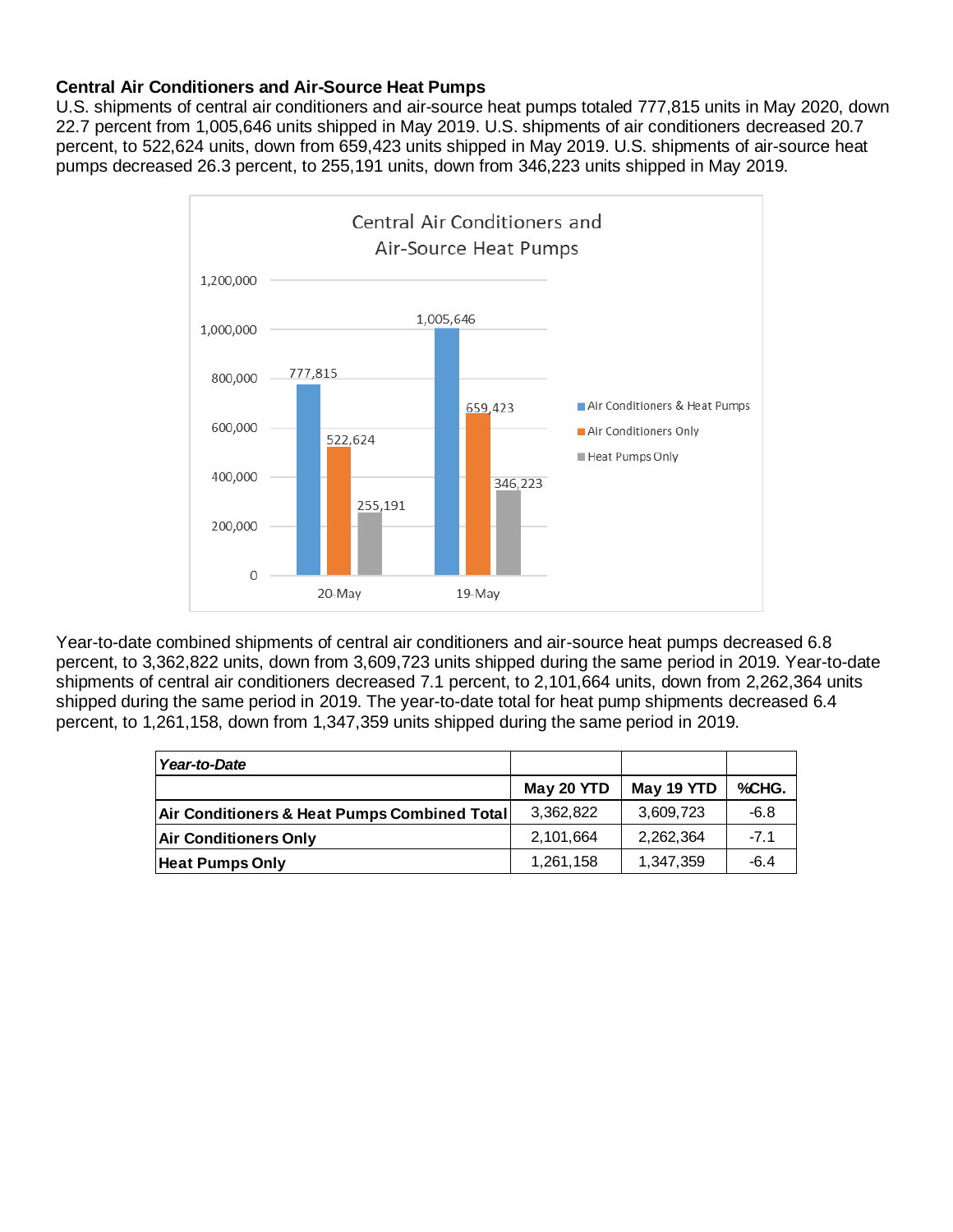**Central Air Conditioners and Air-Source Heat Pumps**

U.S. shipments of central air conditioners and air-source heat pumps totaled 777,815 units in May 2020, down 22.7 percent from 1,005,646 units shipped in May 2019. U.S. shipments of air conditioners decreased 20.7 percent, to 522,624 units, down from 659,423 units shipped in May 2019. U.S. shipments of air-source heat pumps decreased 26.3 percent, to 255,191 units, down from 346,223 units shipped in May 2019.

Central Air Conditioners and Air-Source Heat Pumps

| | 20-May | 19-May |
|---|---|---|
| Air Conditioners & Heat Pumps | 777,815 | 1,005,646 |
| Air Conditioners Only | 522,624 | 659,423 |
| Heat Pumps Only | 255,191 | 346,223 |

Year-to-date combined shipments of central air conditioners and air-source heat pumps decreased 6.8 percent, to 3,362,822 units, down from 3,609,723 units shipped during the same period in 2019. Year-to-date shipments of central air conditioners decreased 7.1 percent, to 2,101,664 units, down from 2,262,364 units shipped during the same period in 2019. The year-to-date total for heat pump shipments decreased 6.4 percent, to 1,261,158, down from 1,347,359 units shipped during the same period in 2019.

| *Year-to-Date* | | | |
|---|---|---|---|
| | **May 20 YTD** | **May 19 YTD** | **%CHG.** |
| **Air Conditioners & Heat Pumps Combined Total** | 3,362,822 | 3,609,723 | -6.8 |
| **Air Conditioners Only** | 2,101,664 | 2,262,364 | -7.1 |
| **Heat Pumps Only** | 1,261,158 | 1,347,359 | -6.4 |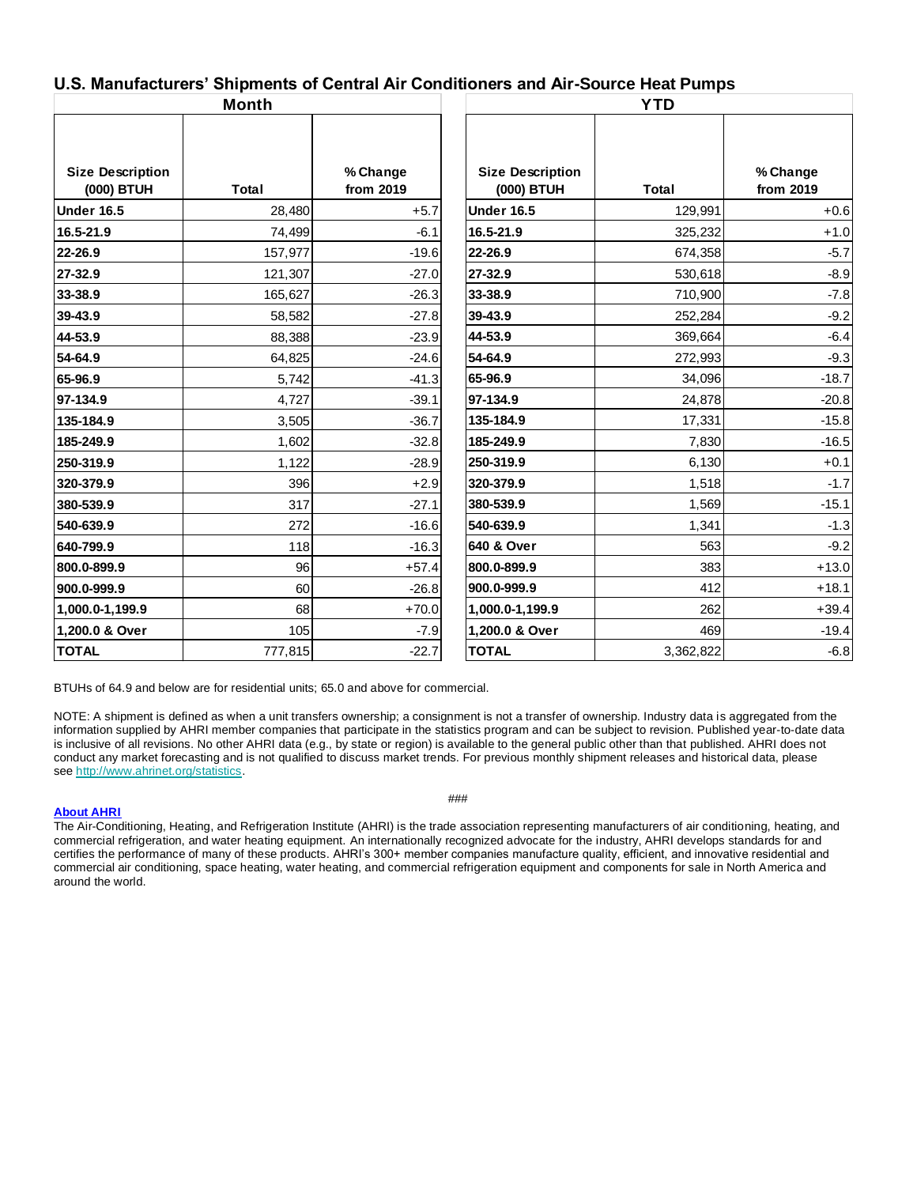## U.S. Manufacturers' Shipments of Central Air Conditioners and Air-Source Heat Pumps

| Month | | | YTD | | |
|---|---|---|---|---|---|
| **Size Description (000) BTUH** | **Total** | **% Change from 2019** | **Size Description (000) BTUH** | **Total** | **% Change from 2019** |
| **Under 16.5** | 28,480 | +5.7 | **Under 16.5** | 129,991 | +0.6 |
| **16.5-21.9** | 74,499 | -6.1 | **16.5-21.9** | 325,232 | +1.0 |
| **22-26.9** | 157,977 | -19.6 | **22-26.9** | 674,358 | -5.7 |
| **27-32.9** | 121,307 | -27.0 | **27-32.9** | 530,618 | -8.9 |
| **33-38.9** | 165,627 | -26.3 | **33-38.9** | 710,900 | -7.8 |
| **39-43.9** | 58,582 | -27.8 | **39-43.9** | 252,284 | -9.2 |
| **44-53.9** | 88,388 | -23.9 | **44-53.9** | 369,664 | -6.4 |
| **54-64.9** | 64,825 | -24.6 | **54-64.9** | 272,993 | -9.3 |
| **65-96.9** | 5,742 | -41.3 | **65-96.9** | 34,096 | -18.7 |
| **97-134.9** | 4,727 | -39.1 | **97-134.9** | 24,878 | -20.8 |
| **135-184.9** | 3,505 | -36.7 | **135-184.9** | 17,331 | -15.8 |
| **185-249.9** | 1,602 | -32.8 | **185-249.9** | 7,830 | -16.5 |
| **250-319.9** | 1,122 | -28.9 | **250-319.9** | 6,130 | +0.1 |
| **320-379.9** | 396 | +2.9 | **320-379.9** | 1,518 | -1.7 |
| **380-539.9** | 317 | -27.1 | **380-539.9** | 1,569 | -15.1 |
| **540-639.9** | 272 | -16.6 | **540-639.9** | 1,341 | -1.3 |
| **640-799.9** | 118 | -16.3 | **640 & Over** | 563 | -9.2 |
| **800.0-899.9** | 96 | +57.4 | **800.0-899.9** | 383 | +13.0 |
| **900.0-999.9** | 60 | -26.8 | **900.0-999.9** | 412 | +18.1 |
| **1,000.0-1,199.9** | 68 | +70.0 | **1,000.0-1,199.9** | 262 | +39.4 |
| **1,200.0 & Over** | 105 | -7.9 | **1,200.0 & Over** | 469 | -19.4 |
| **TOTAL** | 777,815 | -22.7 | **TOTAL** | 3,362,822 | -6.8 |

BTUHs of 64.9 and below are for residential units; 65.0 and above for commercial.

NOTE: A shipment is defined as when a unit transfers ownership; a consignment is not a transfer of ownership. Industry data is aggregated from the information supplied by AHRI member companies that participate in the statistics program and can be subject to revision. Published year-to-date data is inclusive of all revisions. No other AHRI data (e.g., by state or region) is available to the general public other than that published. AHRI does not conduct any market forecasting and is not qualified to discuss market trends. For previous monthly shipment releases and historical data, please see http://www.ahrinet.org/statistics.

###

**About AHRI**

The Air-Conditioning, Heating, and Refrigeration Institute (AHRI) is the trade association representing manufacturers of air conditioning, heating, and commercial refrigeration, and water heating equipment. An internationally recognized advocate for the industry, AHRI develops standards for and certifies the performance of many of these products. AHRI's 300+ member companies manufacture quality, efficient, and innovative residential and commercial air conditioning, space heating, water heating, and commercial refrigeration equipment and components for sale in North America and around the world.